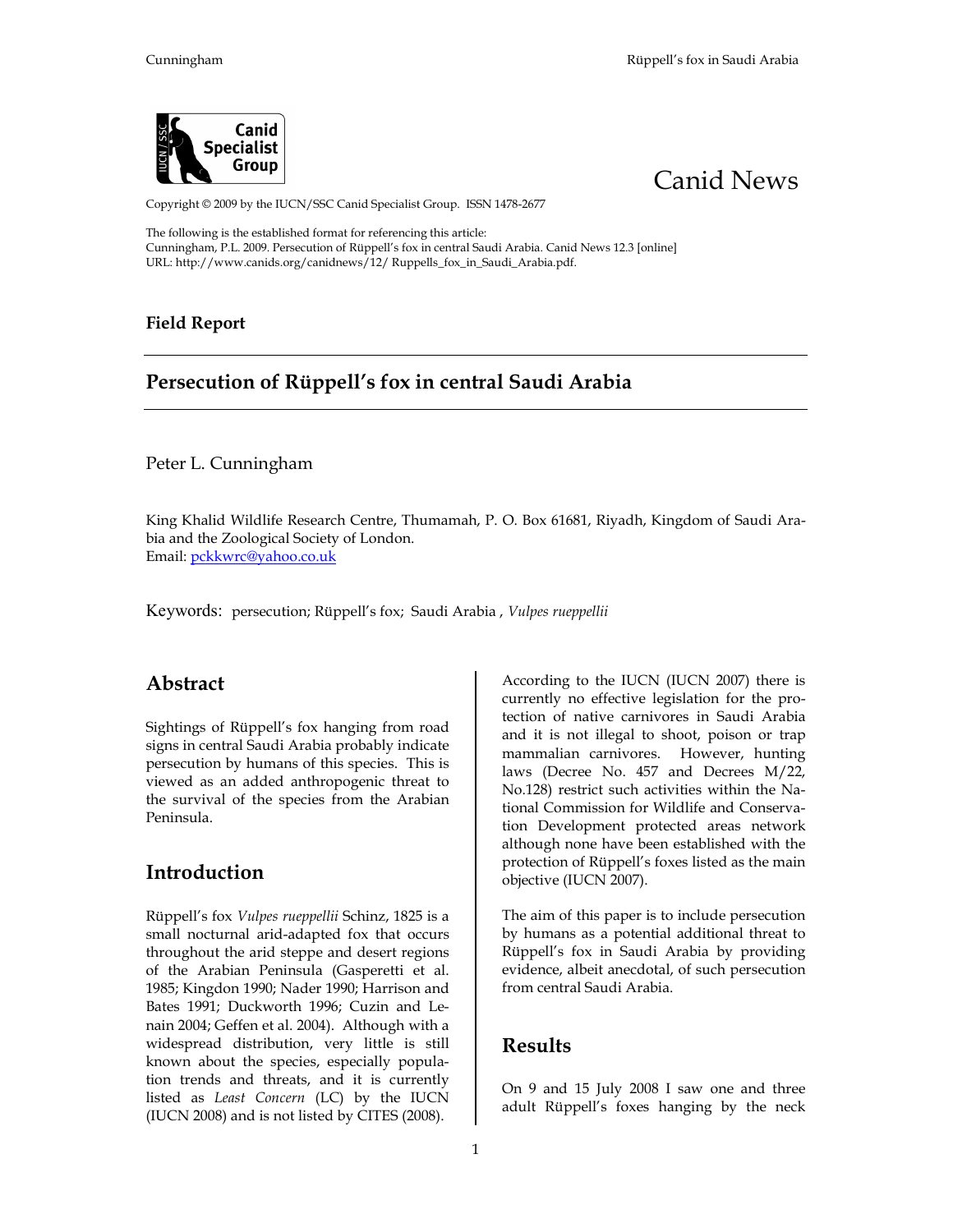Canid Specialist Group

Canid News

Copyright © 2009 by the IUCN/SSC Canid Specialist Group. ISSN 1478-2677

The following is the established format for referencing this article:
Cunningham, P.L. 2009. Persecution of Rüppell's fox in central Saudi Arabia. Canid News 12.3 [online]
URL: http://www.canids.org/canidnews/12/ Ruppells_fox_in_Saudi_Arabia.pdf.

**Field Report**

# Persecution of Rüppell's fox in central Saudi Arabia

Peter L. Cunningham

King Khalid Wildlife Research Centre, Thumamah, P. O. Box 61681, Riyadh, Kingdom of Saudi Arabia and the Zoological Society of London.
Email: pckkwrc@yahoo.co.uk

Keywords: persecution; Rüppell's fox; Saudi Arabia, *Vulpes rueppellii*

## Abstract

Sightings of Rüppell's fox hanging from road signs in central Saudi Arabia probably indicate persecution by humans of this species. This is viewed as an added anthropogenic threat to the survival of the species from the Arabian Peninsula.

## Introduction

Rüppell's fox *Vulpes rueppellii* Schinz, 1825 is a small nocturnal arid-adapted fox that occurs throughout the arid steppe and desert regions of the Arabian Peninsula (Gasperetti et al. 1985; Kingdon 1990; Nader 1990; Harrison and Bates 1991; Duckworth 1996; Cuzin and Lenain 2004; Geffen et al. 2004). Although with a widespread distribution, very little is still known about the species, especially population trends and threats, and it is currently listed as *Least Concern* (LC) by the IUCN (IUCN 2008) and is not listed by CITES (2008).

According to the IUCN (IUCN 2007) there is currently no effective legislation for the protection of native carnivores in Saudi Arabia and it is not illegal to shoot, poison or trap mammalian carnivores. However, hunting laws (Decree No. 457 and Decrees M/22, No.128) restrict such activities within the National Commission for Wildlife and Conservation Development protected areas network although none have been established with the protection of Rüppell's foxes listed as the main objective (IUCN 2007).

The aim of this paper is to include persecution by humans as a potential additional threat to Rüppell's fox in Saudi Arabia by providing evidence, albeit anecdotal, of such persecution from central Saudi Arabia.

## Results

On 9 and 15 July 2008 I saw one and three adult Rüppell's foxes hanging by the neck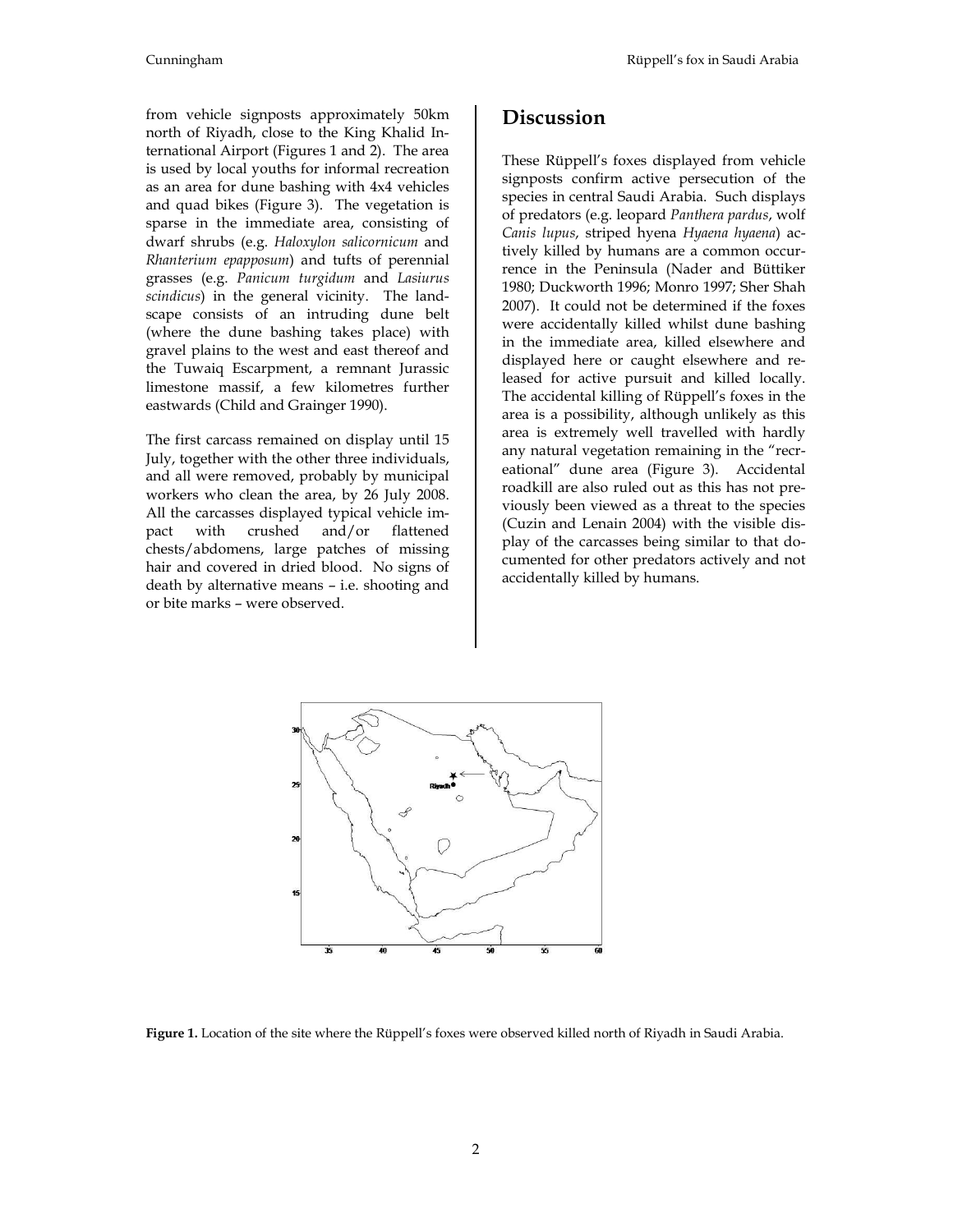from vehicle signposts approximately 50km north of Riyadh, close to the King Khalid International Airport (Figures 1 and 2). The area is used by local youths for informal recreation as an area for dune bashing with 4x4 vehicles and quad bikes (Figure 3). The vegetation is sparse in the immediate area, consisting of dwarf shrubs (e.g. *Haloxylon salicornicum* and *Rhanterium epapposum*) and tufts of perennial grasses (e.g. *Panicum turgidum* and *Lasiurus scindicus*) in the general vicinity. The landscape consists of an intruding dune belt (where the dune bashing takes place) with gravel plains to the west and east thereof and the Tuwaiq Escarpment, a remnant Jurassic limestone massif, a few kilometres further eastwards (Child and Grainger 1990).

The first carcass remained on display until 15 July, together with the other three individuals, and all were removed, probably by municipal workers who clean the area, by 26 July 2008. All the carcasses displayed typical vehicle impact with crushed and/or flattened chests/abdomens, large patches of missing hair and covered in dried blood. No signs of death by alternative means – i.e. shooting and or bite marks – were observed.

## Discussion

These Rüppell's foxes displayed from vehicle signposts confirm active persecution of the species in central Saudi Arabia. Such displays of predators (e.g. leopard *Panthera pardus*, wolf *Canis lupus*, striped hyena *Hyaena hyaena*) actively killed by humans are a common occurrence in the Peninsula (Nader and Büttiker 1980; Duckworth 1996; Monro 1997; Sher Shah 2007). It could not be determined if the foxes were accidentally killed whilst dune bashing in the immediate area, killed elsewhere and displayed here or caught elsewhere and released for active pursuit and killed locally. The accidental killing of Rüppell's foxes in the area is a possibility, although unlikely as this area is extremely well travelled with hardly any natural vegetation remaining in the "recreational" dune area (Figure 3). Accidental roadkill are also ruled out as this has not previously been viewed as a threat to the species (Cuzin and Lenain 2004) with the visible display of the carcasses being similar to that documented for other predators actively and not accidentally killed by humans.

**Figure 1.** Location of the site where the Rüppell's foxes were observed killed north of Riyadh in Saudi Arabia.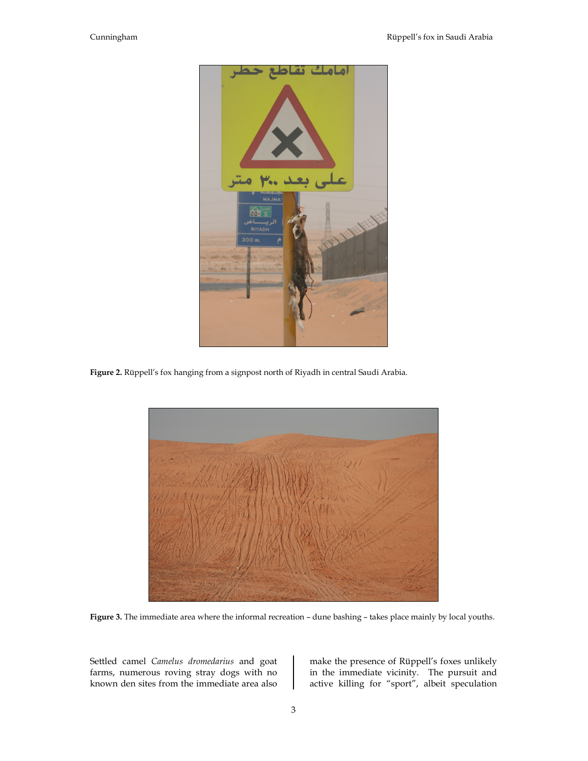**Figure 2.** Rüppell's fox hanging from a signpost north of Riyadh in central Saudi Arabia.

**Figure 3.** The immediate area where the informal recreation – dune bashing – takes place mainly by local youths.

Settled camel *Camelus dromedarius* and goat farms, numerous roving stray dogs with no known den sites from the immediate area also make the presence of Rüppell's foxes unlikely in the immediate vicinity. The pursuit and active killing for "sport", albeit speculation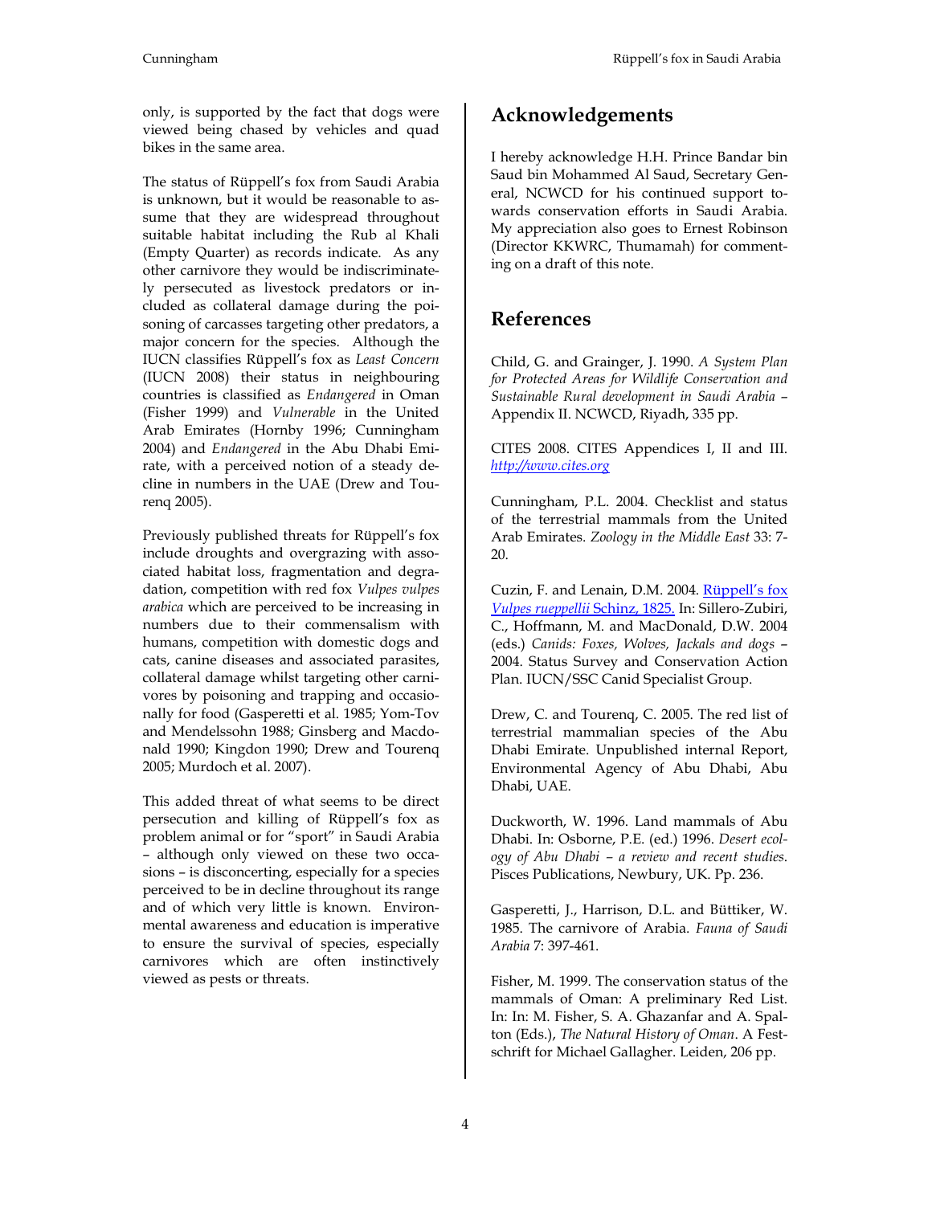only, is supported by the fact that dogs were viewed being chased by vehicles and quad bikes in the same area.

The status of Rüppell's fox from Saudi Arabia is unknown, but it would be reasonable to assume that they are widespread throughout suitable habitat including the Rub al Khali (Empty Quarter) as records indicate. As any other carnivore they would be indiscriminately persecuted as livestock predators or included as collateral damage during the poisoning of carcasses targeting other predators, a major concern for the species. Although the IUCN classifies Rüppell's fox as *Least Concern* (IUCN 2008) their status in neighbouring countries is classified as *Endangered* in Oman (Fisher 1999) and *Vulnerable* in the United Arab Emirates (Hornby 1996; Cunningham 2004) and *Endangered* in the Abu Dhabi Emirate, with a perceived notion of a steady decline in numbers in the UAE (Drew and Tourenq 2005).

Previously published threats for Rüppell's fox include droughts and overgrazing with associated habitat loss, fragmentation and degradation, competition with red fox *Vulpes vulpes arabica* which are perceived to be increasing in numbers due to their commensalism with humans, competition with domestic dogs and cats, canine diseases and associated parasites, collateral damage whilst targeting other carnivores by poisoning and trapping and occasionally for food (Gasperetti et al. 1985; Yom-Tov and Mendelssohn 1988; Ginsberg and Macdonald 1990; Kingdon 1990; Drew and Tourenq 2005; Murdoch et al. 2007).

This added threat of what seems to be direct persecution and killing of Rüppell's fox as problem animal or for "sport" in Saudi Arabia – although only viewed on these two occasions – is disconcerting, especially for a species perceived to be in decline throughout its range and of which very little is known. Environmental awareness and education is imperative to ensure the survival of species, especially carnivores which are often instinctively viewed as pests or threats.

## Acknowledgements

I hereby acknowledge H.H. Prince Bandar bin Saud bin Mohammed Al Saud, Secretary General, NCWCD for his continued support towards conservation efforts in Saudi Arabia. My appreciation also goes to Ernest Robinson (Director KKWRC, Thumamah) for commenting on a draft of this note.

## References

Child, G. and Grainger, J. 1990. *A System Plan for Protected Areas for Wildlife Conservation and Sustainable Rural development in Saudi Arabia* – Appendix II. NCWCD, Riyadh, 335 pp.

CITES 2008. CITES Appendices I, II and III. http://www.cites.org

Cunningham, P.L. 2004. Checklist and status of the terrestrial mammals from the United Arab Emirates. *Zoology in the Middle East* 33: 7-20.

Cuzin, F. and Lenain, D.M. 2004. Rüppell's fox *Vulpes rueppellii* Schinz, 1825. In: Sillero-Zubiri, C., Hoffmann, M. and MacDonald, D.W. 2004 (eds.) *Canids: Foxes, Wolves, Jackals and dogs* – 2004. Status Survey and Conservation Action Plan. IUCN/SSC Canid Specialist Group.

Drew, C. and Tourenq, C. 2005. The red list of terrestrial mammalian species of the Abu Dhabi Emirate. Unpublished internal Report, Environmental Agency of Abu Dhabi, Abu Dhabi, UAE.

Duckworth, W. 1996. Land mammals of Abu Dhabi. In: Osborne, P.E. (ed.) 1996. *Desert ecology of Abu Dhabi – a review and recent studies*. Pisces Publications, Newbury, UK. Pp. 236.

Gasperetti, J., Harrison, D.L. and Büttiker, W. 1985. The carnivore of Arabia. *Fauna of Saudi Arabia* 7: 397-461.

Fisher, M. 1999. The conservation status of the mammals of Oman: A preliminary Red List. In: In: M. Fisher, S. A. Ghazanfar and A. Spalton (Eds.), *The Natural History of Oman*. A Festschrift for Michael Gallagher. Leiden, 206 pp.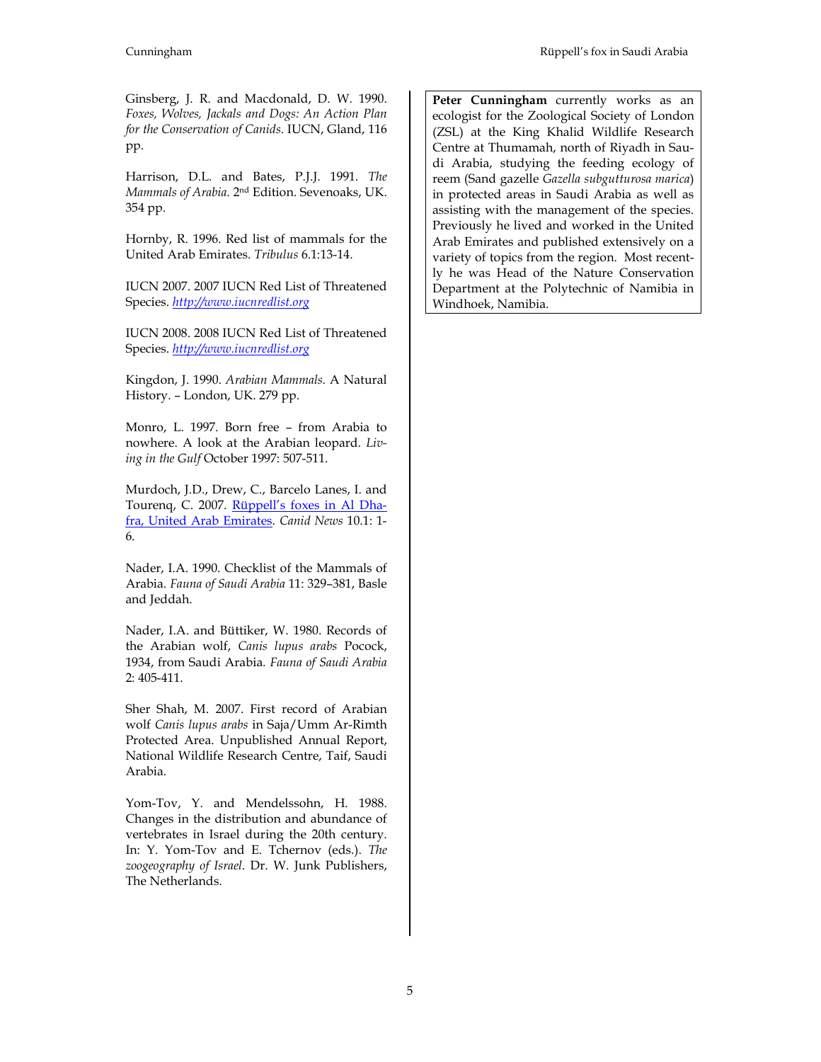Ginsberg, J. R. and Macdonald, D. W. 1990. *Foxes, Wolves, Jackals and Dogs: An Action Plan for the Conservation of Canids*. IUCN, Gland, 116 pp.

Harrison, D.L. and Bates, P.J.J. 1991. *The Mammals of Arabia*. 2nd Edition. Sevenoaks, UK. 354 pp.

Hornby, R. 1996. Red list of mammals for the United Arab Emirates. *Tribulus* 6.1:13-14.

IUCN 2007. 2007 IUCN Red List of Threatened Species. *http://www.iucnredlist.org*

IUCN 2008. 2008 IUCN Red List of Threatened Species. *http://www.iucnredlist.org*

Kingdon, J. 1990. *Arabian Mammals*. A Natural History. – London, UK. 279 pp.

Monro, L. 1997. Born free – from Arabia to nowhere. A look at the Arabian leopard. *Living in the Gulf* October 1997: 507-511.

Murdoch, J.D., Drew, C., Barcelo Lanes, I. and Tourenq, C. 2007. Rüppell's foxes in Al Dhafra, United Arab Emirates. *Canid News* 10.1: 1-6.

Nader, I.A. 1990. Checklist of the Mammals of Arabia. *Fauna of Saudi Arabia* 11: 329–381, Basle and Jeddah.

Nader, I.A. and Büttiker, W. 1980. Records of the Arabian wolf, *Canis lupus arabs* Pocock, 1934, from Saudi Arabia. *Fauna of Saudi Arabia* 2: 405-411.

Sher Shah, M. 2007. First record of Arabian wolf *Canis lupus arabs* in Saja/Umm Ar-Rimth Protected Area. Unpublished Annual Report, National Wildlife Research Centre, Taif, Saudi Arabia.

Yom-Tov, Y. and Mendelssohn, H. 1988. Changes in the distribution and abundance of vertebrates in Israel during the 20th century. In: Y. Yom-Tov and E. Tchernov (eds.). *The zoogeography of Israel*. Dr. W. Junk Publishers, The Netherlands.

**Peter Cunningham** currently works as an ecologist for the Zoological Society of London (ZSL) at the King Khalid Wildlife Research Centre at Thumamah, north of Riyadh in Saudi Arabia, studying the feeding ecology of reem (Sand gazelle *Gazella subgutturosa marica*) in protected areas in Saudi Arabia as well as assisting with the management of the species. Previously he lived and worked in the United Arab Emirates and published extensively on a variety of topics from the region. Most recently he was Head of the Nature Conservation Department at the Polytechnic of Namibia in Windhoek, Namibia.